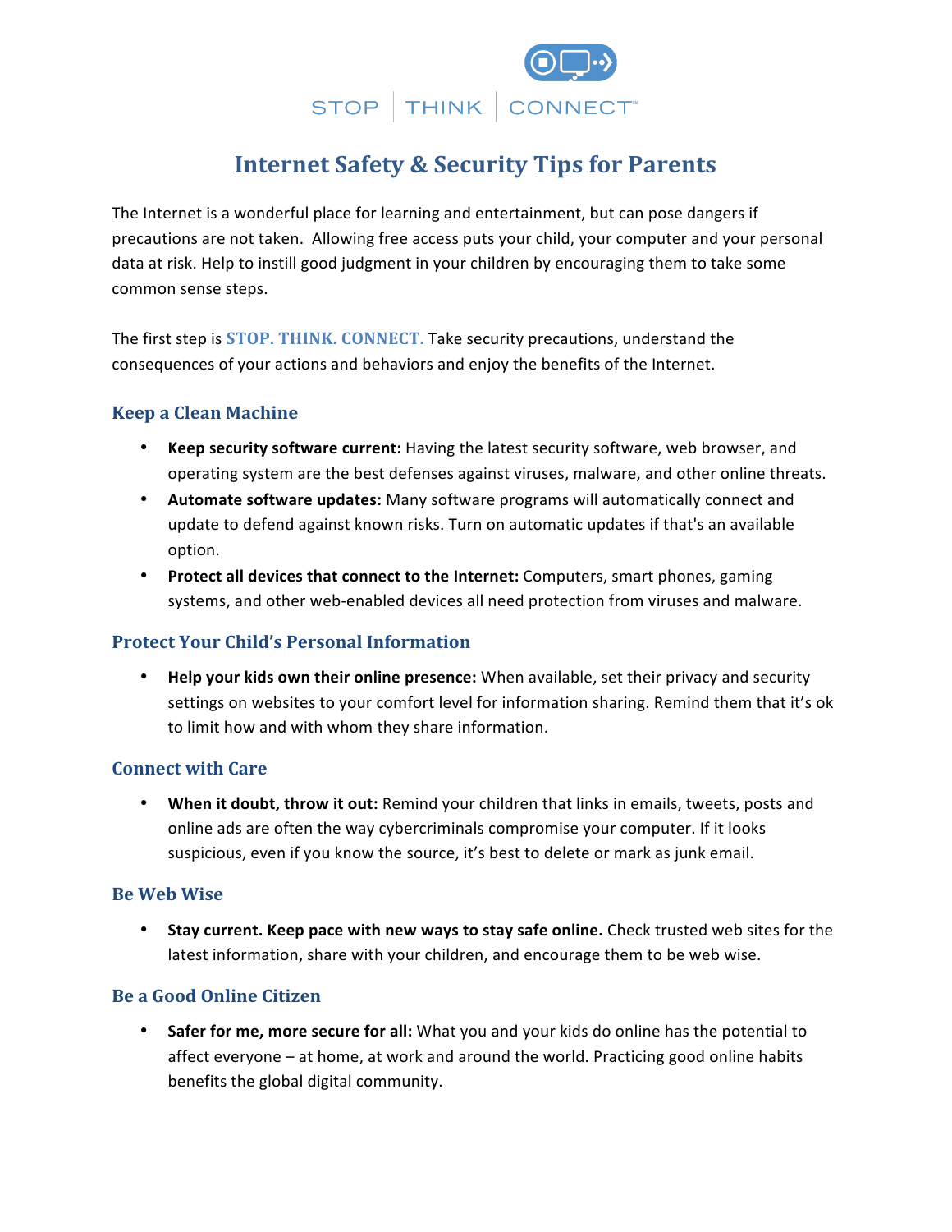STOP | THINK | CONNECT™

# Internet Safety & Security Tips for Parents

The Internet is a wonderful place for learning and entertainment, but can pose dangers if precautions are not taken. Allowing free access puts your child, your computer and your personal data at risk. Help to instill good judgment in your children by encouraging them to take some common sense steps.

The first step is **STOP. THINK. CONNECT.** Take security precautions, understand the consequences of your actions and behaviors and enjoy the benefits of the Internet.

## Keep a Clean Machine

- **Keep security software current:** Having the latest security software, web browser, and operating system are the best defenses against viruses, malware, and other online threats.
- **Automate software updates:** Many software programs will automatically connect and update to defend against known risks. Turn on automatic updates if that's an available option.
- **Protect all devices that connect to the Internet:** Computers, smart phones, gaming systems, and other web-enabled devices all need protection from viruses and malware.

## Protect Your Child's Personal Information

- **Help your kids own their online presence:** When available, set their privacy and security settings on websites to your comfort level for information sharing. Remind them that it's ok to limit how and with whom they share information.

## Connect with Care

- **When it doubt, throw it out:** Remind your children that links in emails, tweets, posts and online ads are often the way cybercriminals compromise your computer. If it looks suspicious, even if you know the source, it's best to delete or mark as junk email.

## Be Web Wise

- **Stay current. Keep pace with new ways to stay safe online.** Check trusted web sites for the latest information, share with your children, and encourage them to be web wise.

## Be a Good Online Citizen

- **Safer for me, more secure for all:** What you and your kids do online has the potential to affect everyone – at home, at work and around the world. Practicing good online habits benefits the global digital community.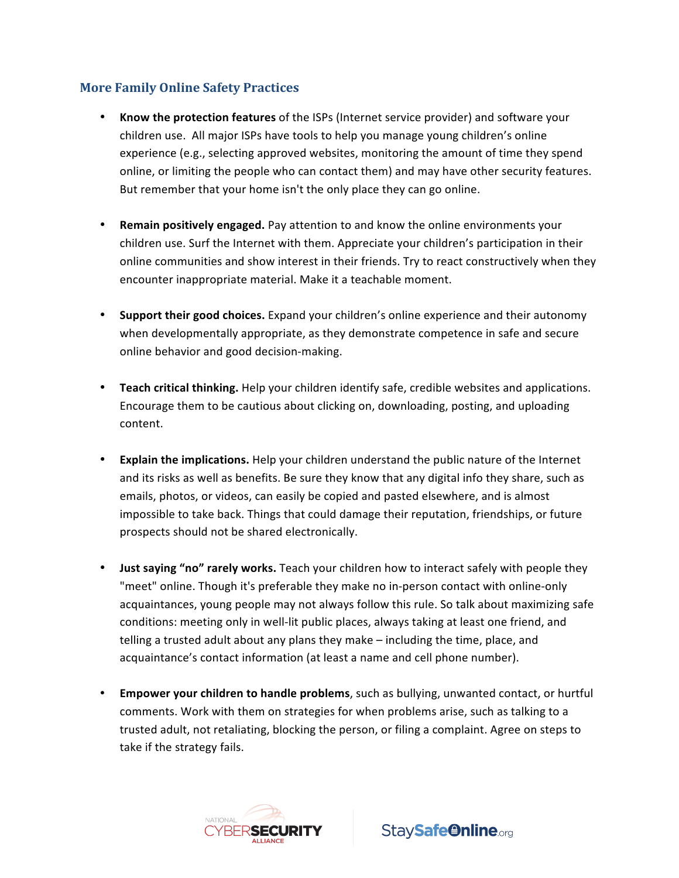## More Family Online Safety Practices

- **Know the protection features** of the ISPs (Internet service provider) and software your children use. All major ISPs have tools to help you manage young children's online experience (e.g., selecting approved websites, monitoring the amount of time they spend online, or limiting the people who can contact them) and may have other security features. But remember that your home isn't the only place they can go online.

- **Remain positively engaged.** Pay attention to and know the online environments your children use. Surf the Internet with them. Appreciate your children's participation in their online communities and show interest in their friends. Try to react constructively when they encounter inappropriate material. Make it a teachable moment.

- **Support their good choices.** Expand your children's online experience and their autonomy when developmentally appropriate, as they demonstrate competence in safe and secure online behavior and good decision-making.

- **Teach critical thinking.** Help your children identify safe, credible websites and applications. Encourage them to be cautious about clicking on, downloading, posting, and uploading content.

- **Explain the implications.** Help your children understand the public nature of the Internet and its risks as well as benefits. Be sure they know that any digital info they share, such as emails, photos, or videos, can easily be copied and pasted elsewhere, and is almost impossible to take back. Things that could damage their reputation, friendships, or future prospects should not be shared electronically.

- **Just saying "no" rarely works.** Teach your children how to interact safely with people they "meet" online. Though it's preferable they make no in-person contact with online-only acquaintances, young people may not always follow this rule. So talk about maximizing safe conditions: meeting only in well-lit public places, always taking at least one friend, and telling a trusted adult about any plans they make – including the time, place, and acquaintance's contact information (at least a name and cell phone number).

- **Empower your children to handle problems**, such as bullying, unwanted contact, or hurtful comments. Work with them on strategies for when problems arise, such as talking to a trusted adult, not retaliating, blocking the person, or filing a complaint. Agree on steps to take if the strategy fails.

NATIONAL CYBERSECURITY ALLIANCE

StaySafeOnline.org